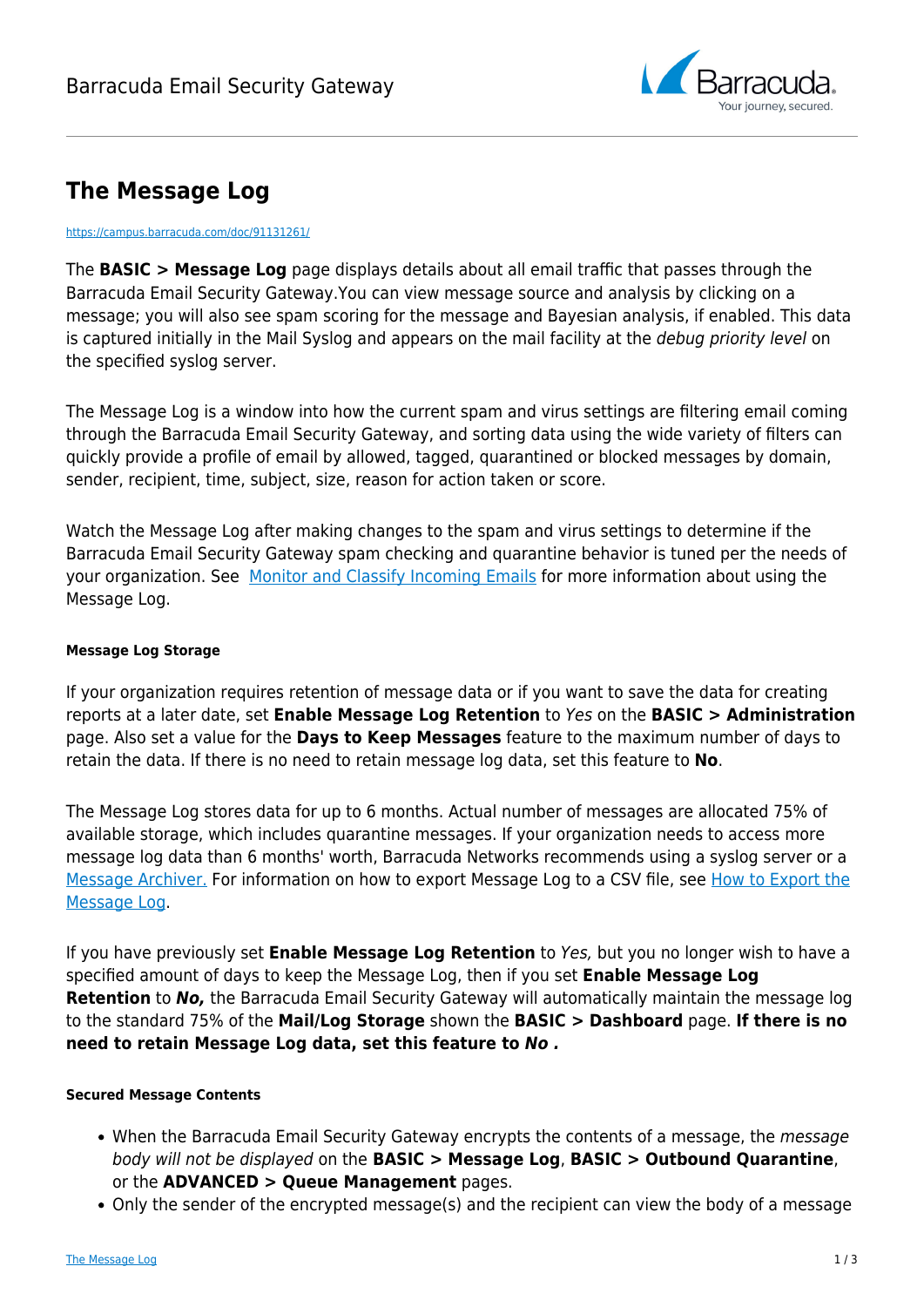# The Message Log

https://campus.barracuda.com/doc/91131261/

The **BASIC > Message Log** page displays details about all email traffic that passes through the Barracuda Email Security Gateway.You can view message source and analysis by clicking on a message; you will also see spam scoring for the message and Bayesian analysis, if enabled. This data is captured initially in the Mail Syslog and appears on the mail facility at the *debug priority level* on the specified syslog server.

The Message Log is a window into how the current spam and virus settings are filtering email coming through the Barracuda Email Security Gateway, and sorting data using the wide variety of filters can quickly provide a profile of email by allowed, tagged, quarantined or blocked messages by domain, sender, recipient, time, subject, size, reason for action taken or score.

Watch the Message Log after making changes to the spam and virus settings to determine if the Barracuda Email Security Gateway spam checking and quarantine behavior is tuned per the needs of your organization. See [Monitor and Classify Incoming Emails]() for more information about using the Message Log.

##### Message Log Storage

If your organization requires retention of message data or if you want to save the data for creating reports at a later date, set **Enable Message Log Retention** to *Yes* on the **BASIC > Administration** page. Also set a value for the **Days to Keep Messages** feature to the maximum number of days to retain the data. If there is no need to retain message log data, set this feature to **No**.

The Message Log stores data for up to 6 months. Actual number of messages are allocated 75% of available storage, which includes quarantine messages. If your organization needs to access more message log data than 6 months' worth, Barracuda Networks recommends using a syslog server or a [Message Archiver.]() For information on how to export Message Log to a CSV file, see [How to Export the Message Log]().

If you have previously set **Enable Message Log Retention** to *Yes,* but you no longer wish to have a specified amount of days to keep the Message Log, then if you set **Enable Message Log Retention** to ***No,*** the Barracuda Email Security Gateway will automatically maintain the message log to the standard 75% of the **Mail/Log Storage** shown the **BASIC > Dashboard** page. **If there is no need to retain Message Log data, set this feature to *No* .**

##### Secured Message Contents

- When the Barracuda Email Security Gateway encrypts the contents of a message, the *message body will not be displayed* on the **BASIC > Message Log**, **BASIC > Outbound Quarantine**, or the **ADVANCED > Queue Management** pages.
- Only the sender of the encrypted message(s) and the recipient can view the body of a message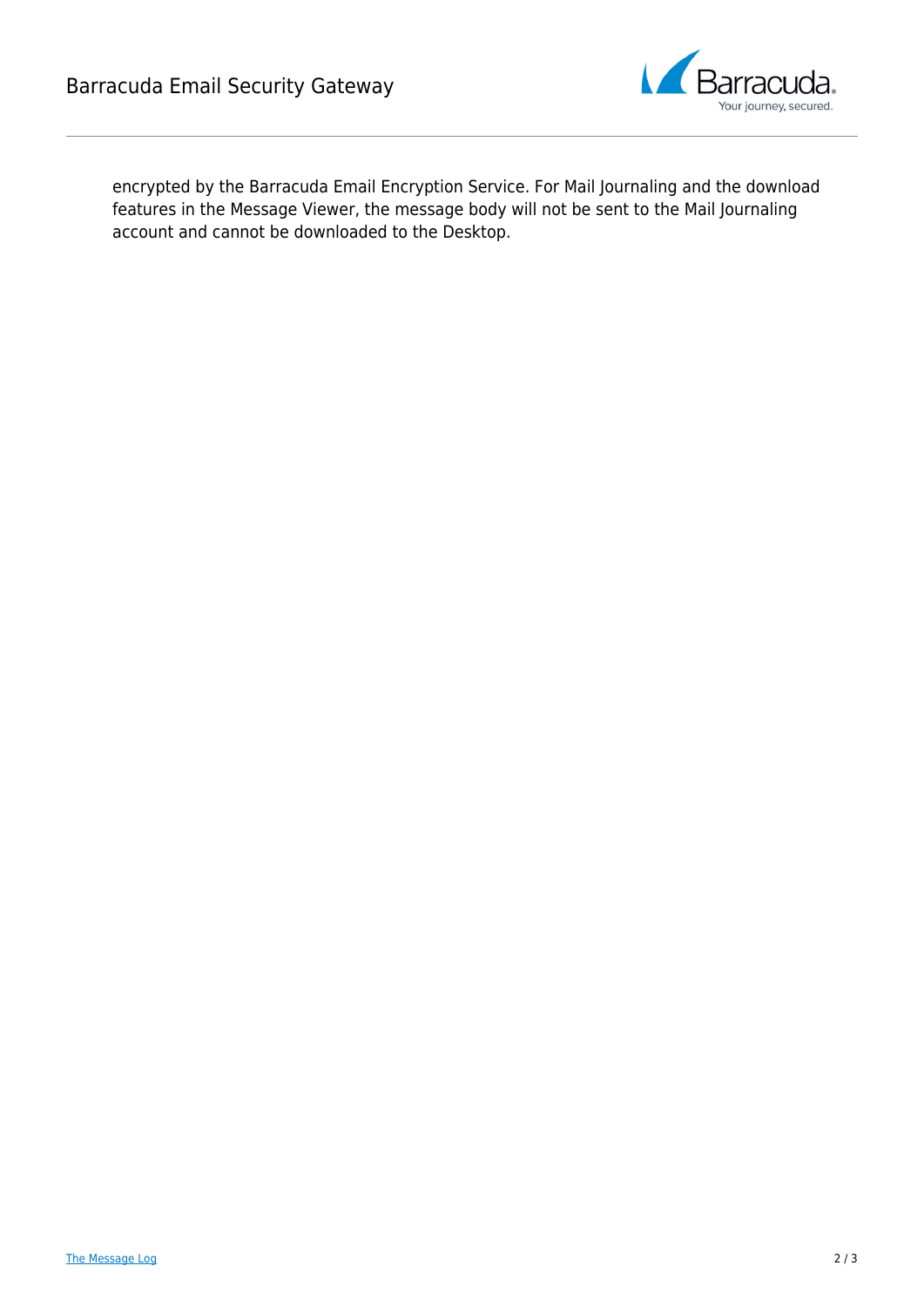encrypted by the Barracuda Email Encryption Service. For Mail Journaling and the download features in the Message Viewer, the message body will not be sent to the Mail Journaling account and cannot be downloaded to the Desktop.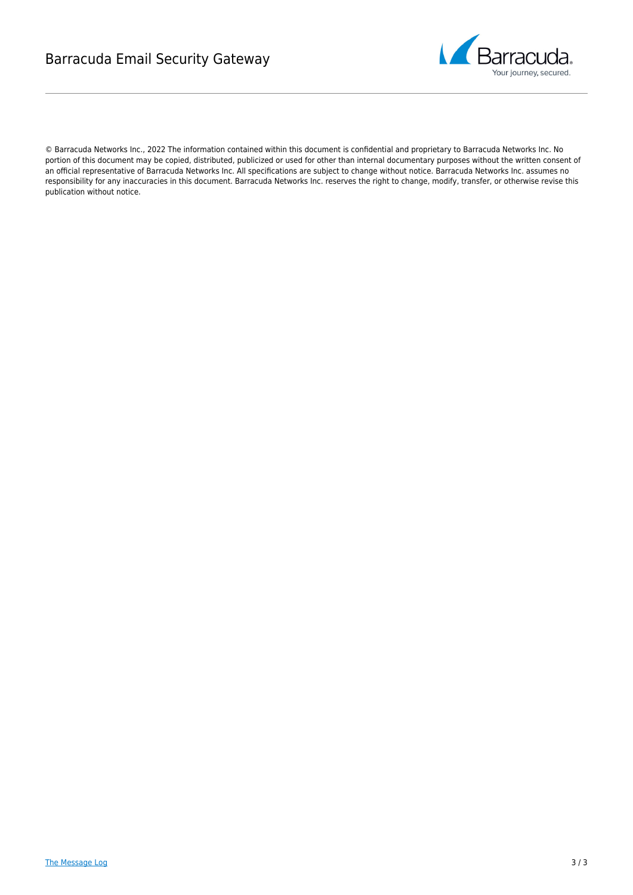© Barracuda Networks Inc., 2022 The information contained within this document is confidential and proprietary to Barracuda Networks Inc. No portion of this document may be copied, distributed, publicized or used for other than internal documentary purposes without the written consent of an official representative of Barracuda Networks Inc. All specifications are subject to change without notice. Barracuda Networks Inc. assumes no responsibility for any inaccuracies in this document. Barracuda Networks Inc. reserves the right to change, modify, transfer, or otherwise revise this publication without notice.